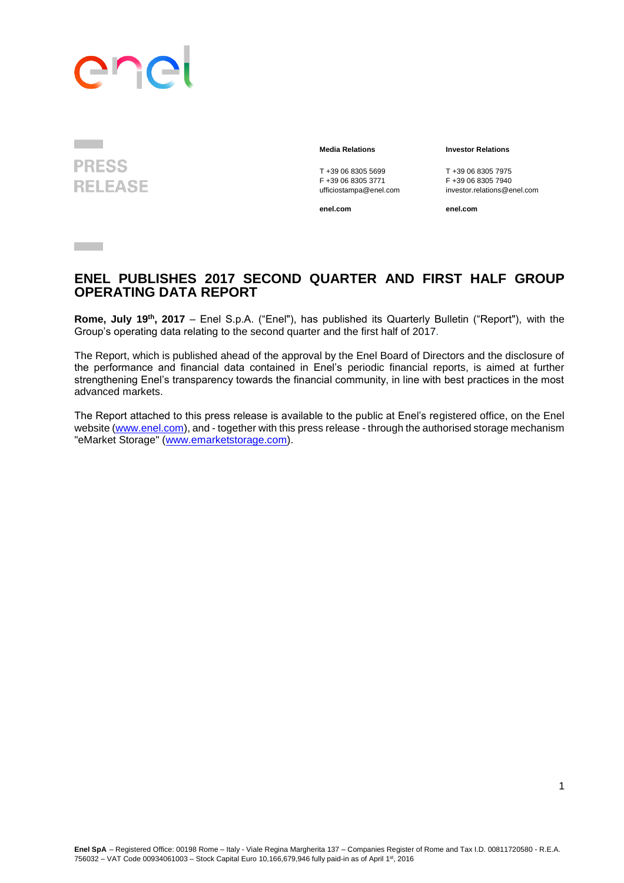enel

**PRESS RELEASE**

**Media Relations**

T +39 06 8305 5699
F +39 06 8305 3771
ufficiostampa@enel.com

**enel.com**

**Investor Relations**

T +39 06 8305 7975
F +39 06 8305 7940
investor.relations@enel.com

**enel.com**

# ENEL PUBLISHES 2017 SECOND QUARTER AND FIRST HALF GROUP OPERATING DATA REPORT

**Rome, July 19th, 2017** – Enel S.p.A. ("Enel"), has published its Quarterly Bulletin ("Report"), with the Group's operating data relating to the second quarter and the first half of 2017.

The Report, which is published ahead of the approval by the Enel Board of Directors and the disclosure of the performance and financial data contained in Enel's periodic financial reports, is aimed at further strengthening Enel's transparency towards the financial community, in line with best practices in the most advanced markets.

The Report attached to this press release is available to the public at Enel's registered office, on the Enel website (www.enel.com), and - together with this press release - through the authorised storage mechanism "eMarket Storage" (www.emarketstorage.com).

**Enel SpA** – Registered Office: 00198 Rome – Italy - Viale Regina Margherita 137 – Companies Register of Rome and Tax I.D. 00811720580 - R.E.A. 756032 – VAT Code 00934061003 – Stock Capital Euro 10,166,679,946 fully paid-in as of April 1st, 2016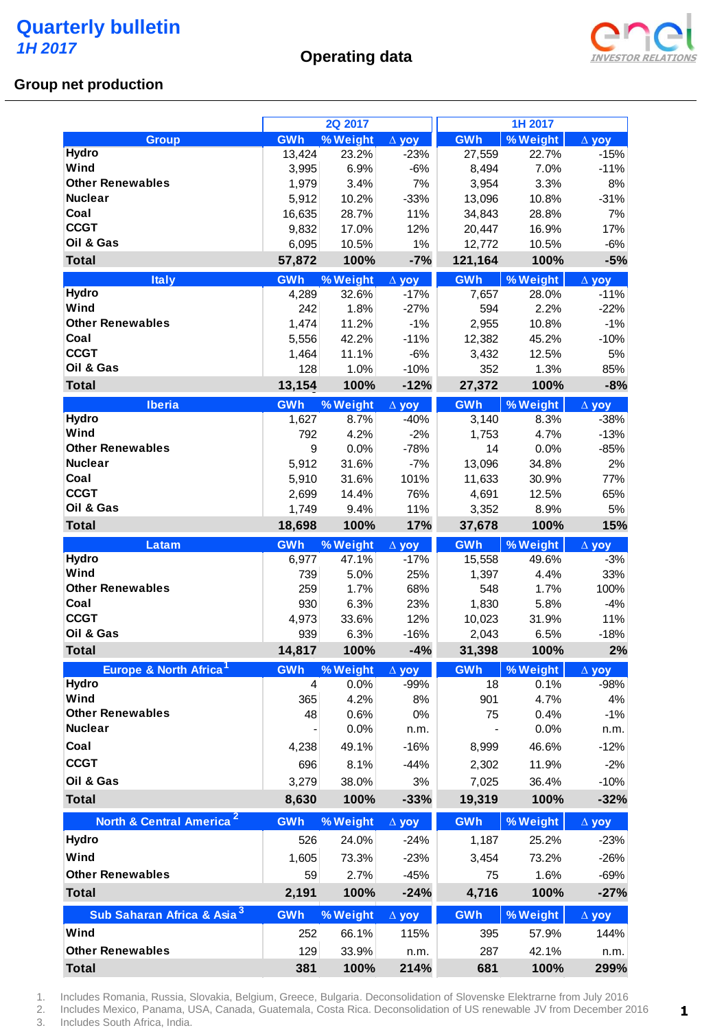# Quarterly bulletin
*1H 2017*

## Operating data

### Group net production

| Group | 2Q 2017 GWh | 2Q 2017 % Weight | 2Q 2017 Δ yoy | 1H 2017 GWh | 1H 2017 % Weight | 1H 2017 Δ yoy |
|---|---|---|---|---|---|---|
| Hydro | 13,424 | 23.2% | -23% | 27,559 | 22.7% | -15% |
| Wind | 3,995 | 6.9% | -6% | 8,494 | 7.0% | -11% |
| Other Renewables | 1,979 | 3.4% | 7% | 3,954 | 3.3% | 8% |
| Nuclear | 5,912 | 10.2% | -33% | 13,096 | 10.8% | -31% |
| Coal | 16,635 | 28.7% | 11% | 34,843 | 28.8% | 7% |
| CCGT | 9,832 | 17.0% | 12% | 20,447 | 16.9% | 17% |
| Oil & Gas | 6,095 | 10.5% | 1% | 12,772 | 10.5% | -6% |
| **Total** | **57,872** | **100%** | **-7%** | **121,164** | **100%** | **-5%** |

| Italy | 2Q 2017 GWh | 2Q 2017 % Weight | 2Q 2017 Δ yoy | 1H 2017 GWh | 1H 2017 % Weight | 1H 2017 Δ yoy |
|---|---|---|---|---|---|---|
| Hydro | 4,289 | 32.6% | -17% | 7,657 | 28.0% | -11% |
| Wind | 242 | 1.8% | -27% | 594 | 2.2% | -22% |
| Other Renewables | 1,474 | 11.2% | -1% | 2,955 | 10.8% | -1% |
| Coal | 5,556 | 42.2% | -11% | 12,382 | 45.2% | -10% |
| CCGT | 1,464 | 11.1% | -6% | 3,432 | 12.5% | 5% |
| Oil & Gas | 128 | 1.0% | -10% | 352 | 1.3% | 85% |
| **Total** | **13,154** | **100%** | **-12%** | **27,372** | **100%** | **-8%** |

| Iberia | 2Q 2017 GWh | 2Q 2017 % Weight | 2Q 2017 Δ yoy | 1H 2017 GWh | 1H 2017 % Weight | 1H 2017 Δ yoy |
|---|---|---|---|---|---|---|
| Hydro | 1,627 | 8.7% | -40% | 3,140 | 8.3% | -38% |
| Wind | 792 | 4.2% | -2% | 1,753 | 4.7% | -13% |
| Other Renewables | 9 | 0.0% | -78% | 14 | 0.0% | -85% |
| Nuclear | 5,912 | 31.6% | -7% | 13,096 | 34.8% | 2% |
| Coal | 5,910 | 31.6% | 101% | 11,633 | 30.9% | 77% |
| CCGT | 2,699 | 14.4% | 76% | 4,691 | 12.5% | 65% |
| Oil & Gas | 1,749 | 9.4% | 11% | 3,352 | 8.9% | 5% |
| **Total** | **18,698** | **100%** | **17%** | **37,678** | **100%** | **15%** |

| Latam | 2Q 2017 GWh | 2Q 2017 % Weight | 2Q 2017 Δ yoy | 1H 2017 GWh | 1H 2017 % Weight | 1H 2017 Δ yoy |
|---|---|---|---|---|---|---|
| Hydro | 6,977 | 47.1% | -17% | 15,558 | 49.6% | -3% |
| Wind | 739 | 5.0% | 25% | 1,397 | 4.4% | 33% |
| Other Renewables | 259 | 1.7% | 68% | 548 | 1.7% | 100% |
| Coal | 930 | 6.3% | 23% | 1,830 | 5.8% | -4% |
| CCGT | 4,973 | 33.6% | 12% | 10,023 | 31.9% | 11% |
| Oil & Gas | 939 | 6.3% | -16% | 2,043 | 6.5% | -18% |
| **Total** | **14,817** | **100%** | **-4%** | **31,398** | **100%** | **2%** |

| Europe & North Africa[1] | 2Q 2017 GWh | 2Q 2017 % Weight | 2Q 2017 Δ yoy | 1H 2017 GWh | 1H 2017 % Weight | 1H 2017 Δ yoy |
|---|---|---|---|---|---|---|
| Hydro | 4 | 0.0% | -99% | 18 | 0.1% | -98% |
| Wind | 365 | 4.2% | 8% | 901 | 4.7% | 4% |
| Other Renewables | 48 | 0.6% | 0% | 75 | 0.4% | -1% |
| Nuclear | - | 0.0% | n.m. | - | 0.0% | n.m. |
| Coal | 4,238 | 49.1% | -16% | 8,999 | 46.6% | -12% |
| CCGT | 696 | 8.1% | -44% | 2,302 | 11.9% | -2% |
| Oil & Gas | 3,279 | 38.0% | 3% | 7,025 | 36.4% | -10% |
| **Total** | **8,630** | **100%** | **-33%** | **19,319** | **100%** | **-32%** |

| North & Central America[2] | 2Q 2017 GWh | 2Q 2017 % Weight | 2Q 2017 Δ yoy | 1H 2017 GWh | 1H 2017 % Weight | 1H 2017 Δ yoy |
|---|---|---|---|---|---|---|
| Hydro | 526 | 24.0% | -24% | 1,187 | 25.2% | -23% |
| Wind | 1,605 | 73.3% | -23% | 3,454 | 73.2% | -26% |
| Other Renewables | 59 | 2.7% | -45% | 75 | 1.6% | -69% |
| **Total** | **2,191** | **100%** | **-24%** | **4,716** | **100%** | **-27%** |

| Sub Saharan Africa & Asia[3] | 2Q 2017 GWh | 2Q 2017 % Weight | 2Q 2017 Δ yoy | 1H 2017 GWh | 1H 2017 % Weight | 1H 2017 Δ yoy |
|---|---|---|---|---|---|---|
| Wind | 252 | 66.1% | 115% | 395 | 57.9% | 144% |
| Other Renewables | 129 | 33.9% | n.m. | 287 | 42.1% | n.m. |
| **Total** | **381** | **100%** | **214%** | **681** | **100%** | **299%** |

1. Includes Romania, Russia, Slovakia, Belgium, Greece, Bulgaria. Deconsolidation of Slovenske Elektrarne from July 2016
2. Includes Mexico, Panama, USA, Canada, Guatemala, Costa Rica. Deconsolidation of US renewable JV from December 2016
3. Includes South Africa, India.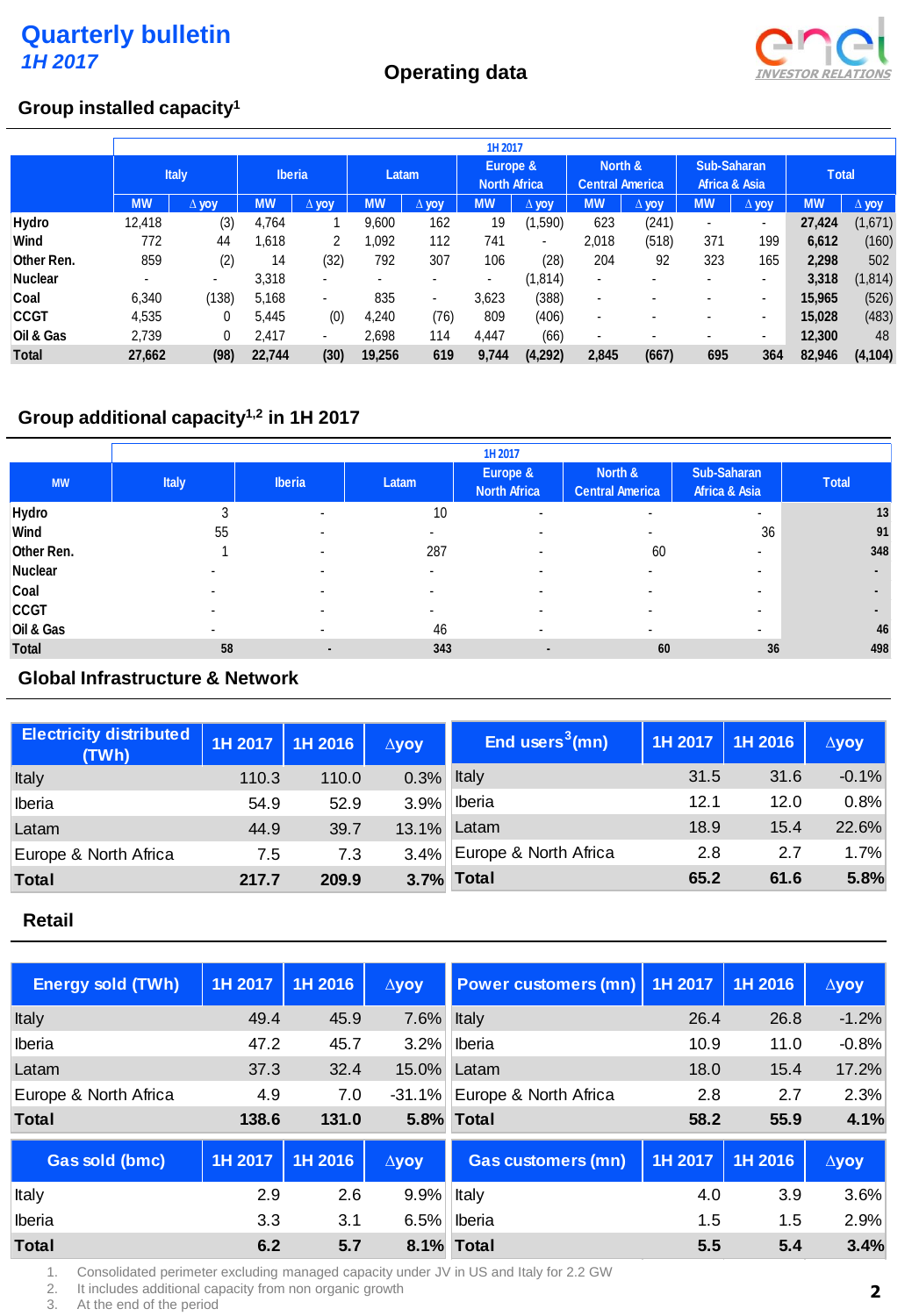# Quarterly bulletin
*1H 2017*

## Operating data

### Group installed capacity[1]

| | 1H 2017 | | | | | | | | | | | | | |
|---|---|---|---|---|---|---|---|---|---|---|---|---|---|---|
| | Italy | | Iberia | | Latam | | Europe & North Africa | | North & Central America | | Sub-Saharan Africa & Asia | | Total | |
| | MW | Δ yoy | MW | Δ yoy | MW | Δ yoy | MW | Δ yoy | MW | Δ yoy | MW | Δ yoy | MW | Δ yoy |
| Hydro | 12,418 | (3) | 4,764 | 1 | 9,600 | 162 | 19 | (1,590) | 623 | (241) | - | - | **27,424** | (1,671) |
| Wind | 772 | 44 | 1,618 | 2 | 1,092 | 112 | 741 | - | 2,018 | (518) | 371 | 199 | **6,612** | (160) |
| Other Ren. | 859 | (2) | 14 | (32) | 792 | 307 | 106 | (28) | 204 | 92 | 323 | 165 | **2,298** | 502 |
| Nuclear | - | - | 3,318 | - | - | - | - | (1,814) | - | - | - | - | **3,318** | (1,814) |
| Coal | 6,340 | (138) | 5,168 | - | 835 | - | 3,623 | (388) | - | - | - | - | **15,965** | (526) |
| CCGT | 4,535 | 0 | 5,445 | (0) | 4,240 | (76) | 809 | (406) | - | - | - | - | **15,028** | (483) |
| Oil & Gas | 2,739 | 0 | 2,417 | - | 2,698 | 114 | 4,447 | (66) | - | - | - | - | **12,300** | 48 |
| **Total** | **27,662** | **(98)** | **22,744** | **(30)** | **19,256** | **619** | **9,744** | **(4,292)** | **2,845** | **(667)** | **695** | **364** | **82,946** | **(4,104)** |

### Group additional capacity[1,2] in 1H 2017

| | 1H 2017 | | | | | | |
|---|---|---|---|---|---|---|---|
| MW | Italy | Iberia | Latam | Europe & North Africa | North & Central America | Sub-Saharan Africa & Asia | Total |
| Hydro | 3 | - | 10 | - | - | - | **13** |
| Wind | 55 | - | - | - | - | 36 | **91** |
| Other Ren. | 1 | - | 287 | - | 60 | - | **348** |
| Nuclear | - | - | - | - | - | - | **-** |
| Coal | - | - | - | - | - | - | **-** |
| CCGT | - | - | - | - | - | - | **-** |
| Oil & Gas | - | - | 46 | - | - | - | **46** |
| **Total** | **58** | **-** | **343** | **-** | **60** | **36** | **498** |

### Global Infrastructure & Network

| Electricity distributed (TWh) | 1H 2017 | 1H 2016 | Δyoy |
|---|---|---|---|
| Italy | 110.3 | 110.0 | 0.3% |
| Iberia | 54.9 | 52.9 | 3.9% |
| Latam | 44.9 | 39.7 | 13.1% |
| Europe & North Africa | 7.5 | 7.3 | 3.4% |
| **Total** | **217.7** | **209.9** | **3.7%** |

| End users[3] (mn) | 1H 2017 | 1H 2016 | Δyoy |
|---|---|---|---|
| Italy | 31.5 | 31.6 | -0.1% |
| Iberia | 12.1 | 12.0 | 0.8% |
| Latam | 18.9 | 15.4 | 22.6% |
| Europe & North Africa | 2.8 | 2.7 | 1.7% |
| **Total** | **65.2** | **61.6** | **5.8%** |

### Retail

| Energy sold (TWh) | 1H 2017 | 1H 2016 | Δyoy |
|---|---|---|---|
| Italy | 49.4 | 45.9 | 7.6% |
| Iberia | 47.2 | 45.7 | 3.2% |
| Latam | 37.3 | 32.4 | 15.0% |
| Europe & North Africa | 4.9 | 7.0 | -31.1% |
| **Total** | **138.6** | **131.0** | **5.8%** |

| Power customers (mn) | 1H 2017 | 1H 2016 | Δyoy |
|---|---|---|---|
| Italy | 26.4 | 26.8 | -1.2% |
| Iberia | 10.9 | 11.0 | -0.8% |
| Latam | 18.0 | 15.4 | 17.2% |
| Europe & North Africa | 2.8 | 2.7 | 2.3% |
| **Total** | **58.2** | **55.9** | **4.1%** |

| Gas sold (bmc) | 1H 2017 | 1H 2016 | Δyoy |
|---|---|---|---|
| Italy | 2.9 | 2.6 | 9.9% |
| Iberia | 3.3 | 3.1 | 6.5% |
| **Total** | **6.2** | **5.7** | **8.1%** |

| Gas customers (mn) | 1H 2017 | 1H 2016 | Δyoy |
|---|---|---|---|
| Italy | 4.0 | 3.9 | 3.6% |
| Iberia | 1.5 | 1.5 | 2.9% |
| **Total** | **5.5** | **5.4** | **3.4%** |

1. Consolidated perimeter excluding managed capacity under JV in US and Italy for 2.2 GW
2. It includes additional capacity from non organic growth
3. At the end of the period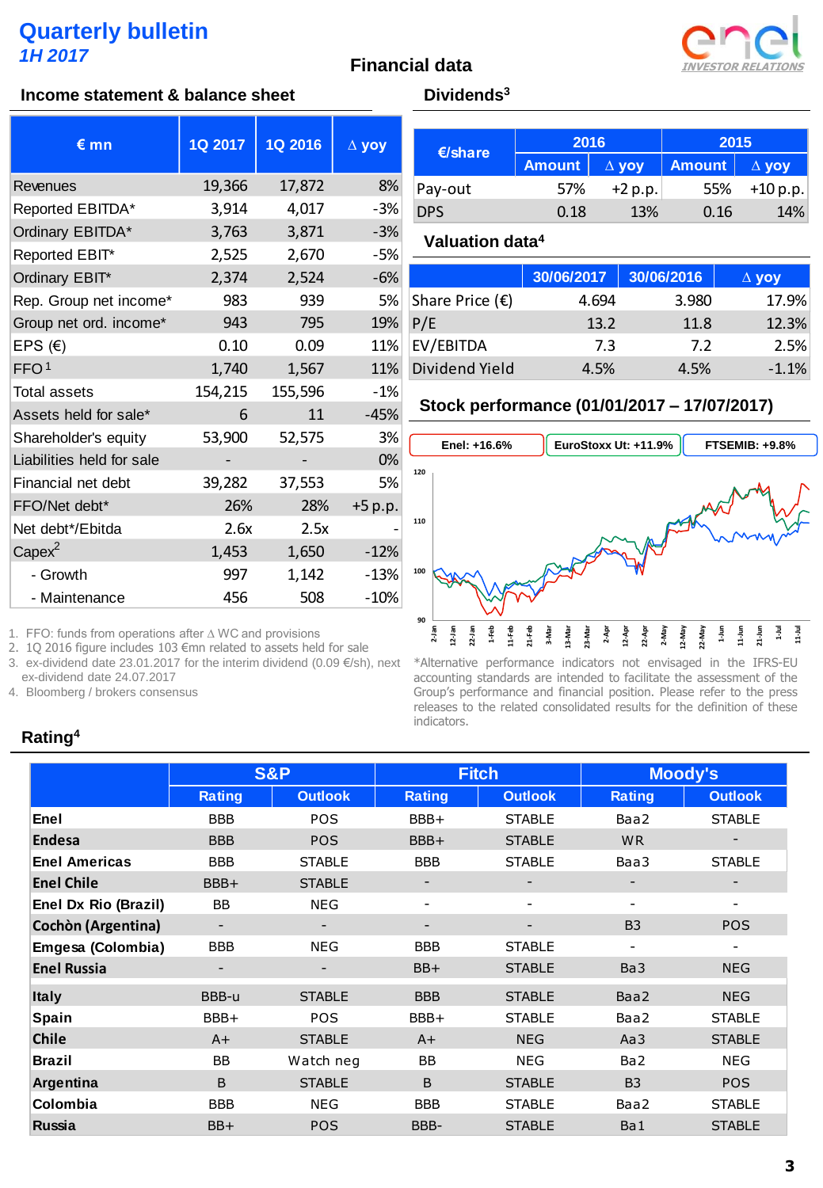# Quarterly bulletin

*1H 2017*

## Financial data

### Income statement & balance sheet

| € mn | 1Q 2017 | 1Q 2016 | Δ yoy |
|---|---|---|---|
| Revenues | 19,366 | 17,872 | 8% |
| Reported EBITDA* | 3,914 | 4,017 | -3% |
| Ordinary EBITDA* | 3,763 | 3,871 | -3% |
| Reported EBIT* | 2,525 | 2,670 | -5% |
| Ordinary EBIT* | 2,374 | 2,524 | -6% |
| Rep. Group net income* | 983 | 939 | 5% |
| Group net ord. income* | 943 | 795 | 19% |
| EPS (€) | 0.10 | 0.09 | 11% |
| FFO [1] | 1,740 | 1,567 | 11% |
| Total assets | 154,215 | 155,596 | -1% |
| Assets held for sale* | 6 | 11 | -45% |
| Shareholder's equity | 53,900 | 52,575 | 3% |
| Liabilities held for sale | - | - | 0% |
| Financial net debt | 39,282 | 37,553 | 5% |
| FFO/Net debt* | 26% | 28% | +5 p.p. |
| Net debt*/Ebitda | 2.6x | 2.5x | - |
| Capex [2] | 1,453 | 1,650 | -12% |
| - Growth | 997 | 1,142 | -13% |
| - Maintenance | 456 | 508 | -10% |

1. FFO: funds from operations after Δ WC and provisions
2. 1Q 2016 figure includes 103 €mn related to assets held for sale
3. ex-dividend date 23.01.2017 for the interim dividend (0.09 €/sh), next ex-dividend date 24.07.2017
4. Bloomberg / brokers consensus

### Dividends[3]

| €/share | 2016 | | 2015 | |
|---|---|---|---|---|
| | Amount | Δ yoy | Amount | Δ yoy |
| Pay-out | 57% | +2 p.p. | 55% | +10 p.p. |
| DPS | 0.18 | 13% | 0.16 | 14% |

### Valuation data[4]

| | 30/06/2017 | 30/06/2016 | Δ yoy |
|---|---|---|---|
| Share Price (€) | 4.694 | 3.980 | 17.9% |
| P/E | 13.2 | 11.8 | 12.3% |
| EV/EBITDA | 7.3 | 7.2 | 2.5% |
| Dividend Yield | 4.5% | 4.5% | -1.1% |

### Stock performance (01/01/2017 – 17/07/2017)

Enel: +16.6% | EuroStoxx Ut: +11.9% | FTSEMIB: +9.8%

*Alternative performance indicators not envisaged in the IFRS-EU accounting standards are intended to facilitate the assessment of the Group's performance and financial position. Please refer to the press releases to the related consolidated results for the definition of these indicators.

### Rating[4]

| | S&P | | Fitch | | Moody's | |
|---|---|---|---|---|---|---|
| | Rating | Outlook | Rating | Outlook | Rating | Outlook |
| **Enel** | BBB | POS | BBB+ | STABLE | Baa2 | STABLE |
| **Endesa** | BBB | POS | BBB+ | STABLE | WR | - |
| **Enel Americas** | BBB | STABLE | BBB | STABLE | Baa3 | STABLE |
| **Enel Chile** | BBB+ | STABLE | - | - | - | - |
| **Enel Dx Rio (Brazil)** | BB | NEG | - | - | - | - |
| **Cochòn (Argentina)** | - | - | - | - | B3 | POS |
| **Emgesa (Colombia)** | BBB | NEG | BBB | STABLE | - | - |
| **Enel Russia** | - | - | BB+ | STABLE | Ba3 | NEG |
| **Italy** | BBB-u | STABLE | BBB | STABLE | Baa2 | NEG |
| **Spain** | BBB+ | POS | BBB+ | STABLE | Baa2 | STABLE |
| **Chile** | A+ | STABLE | A+ | NEG | Aa3 | STABLE |
| **Brazil** | BB | Watch neg | BB | NEG | Ba2 | NEG |
| **Argentina** | B | STABLE | B | STABLE | B3 | POS |
| **Colombia** | BBB | NEG | BBB | STABLE | Baa2 | STABLE |
| **Russia** | BB+ | POS | BBB- | STABLE | Ba1 | STABLE |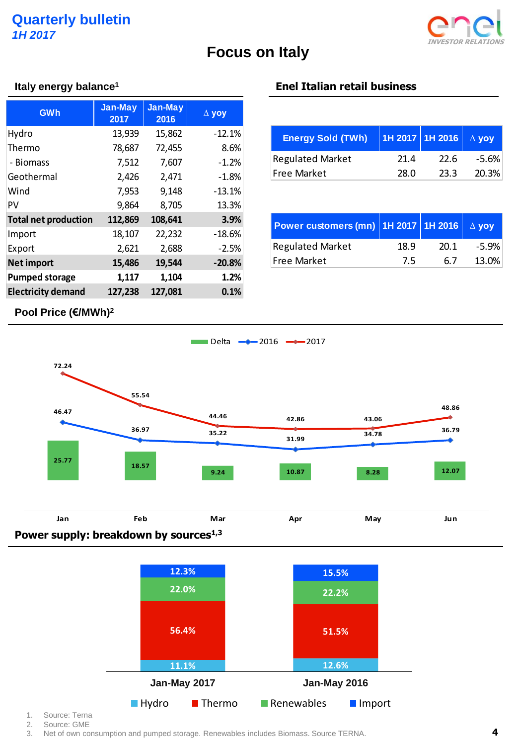# Focus on Italy

## Italy energy balance[1]

| GWh | Jan-May 2017 | Jan-May 2016 | Δ yoy |
|---|---|---|---|
| Hydro | 13,939 | 15,862 | -12.1% |
| Thermo | 78,687 | 72,455 | 8.6% |
| - Biomass | 7,512 | 7,607 | -1.2% |
| Geothermal | 2,426 | 2,471 | -1.8% |
| Wind | 7,953 | 9,148 | -13.1% |
| PV | 9,864 | 8,705 | 13.3% |
| **Total net production** | **112,869** | **108,641** | **3.9%** |
| Import | 18,107 | 22,232 | -18.6% |
| Export | 2,621 | 2,688 | -2.5% |
| **Net import** | **15,486** | **19,544** | **-20.8%** |
| **Pumped storage** | **1,117** | **1,104** | **1.2%** |
| **Electricity demand** | **127,238** | **127,081** | **0.1%** |

## Enel Italian retail business

| Energy Sold (TWh) | 1H 2017 | 1H 2016 | Δ yoy |
|---|---|---|---|
| Regulated Market | 21.4 | 22.6 | -5.6% |
| Free Market | 28.0 | 23.3 | 20.3% |

| Power customers (mn) | 1H 2017 | 1H 2016 | Δ yoy |
|---|---|---|---|
| Regulated Market | 18.9 | 20.1 | -5.9% |
| Free Market | 7.5 | 6.7 | 13.0% |

## Pool Price (€/MWh)[2]

| | Jan | Feb | Mar | Apr | May | Jun |
|---|---|---|---|---|---|---|
| 2017 | 72.24 | 55.54 | 44.46 | 42.86 | 43.06 | 48.86 |
| 2016 | 46.47 | 36.97 | 35.22 | 31.99 | 34.78 | 36.79 |
| Delta | 25.77 | 18.57 | 9.24 | 10.87 | 8.28 | 12.07 |

## Power supply: breakdown by sources[1,3]

| | Jan-May 2017 | Jan-May 2016 |
|---|---|---|
| Import | 12.3% | 15.5% |
| Renewables | 22.0% | 22.2% |
| Thermo | 56.4% | 51.5% |
| Hydro | 11.1% | 12.6% |

1. Source: Terna
2. Source: GME
3. Net of own consumption and pumped storage. Renewables includes Biomass. Source TERNA.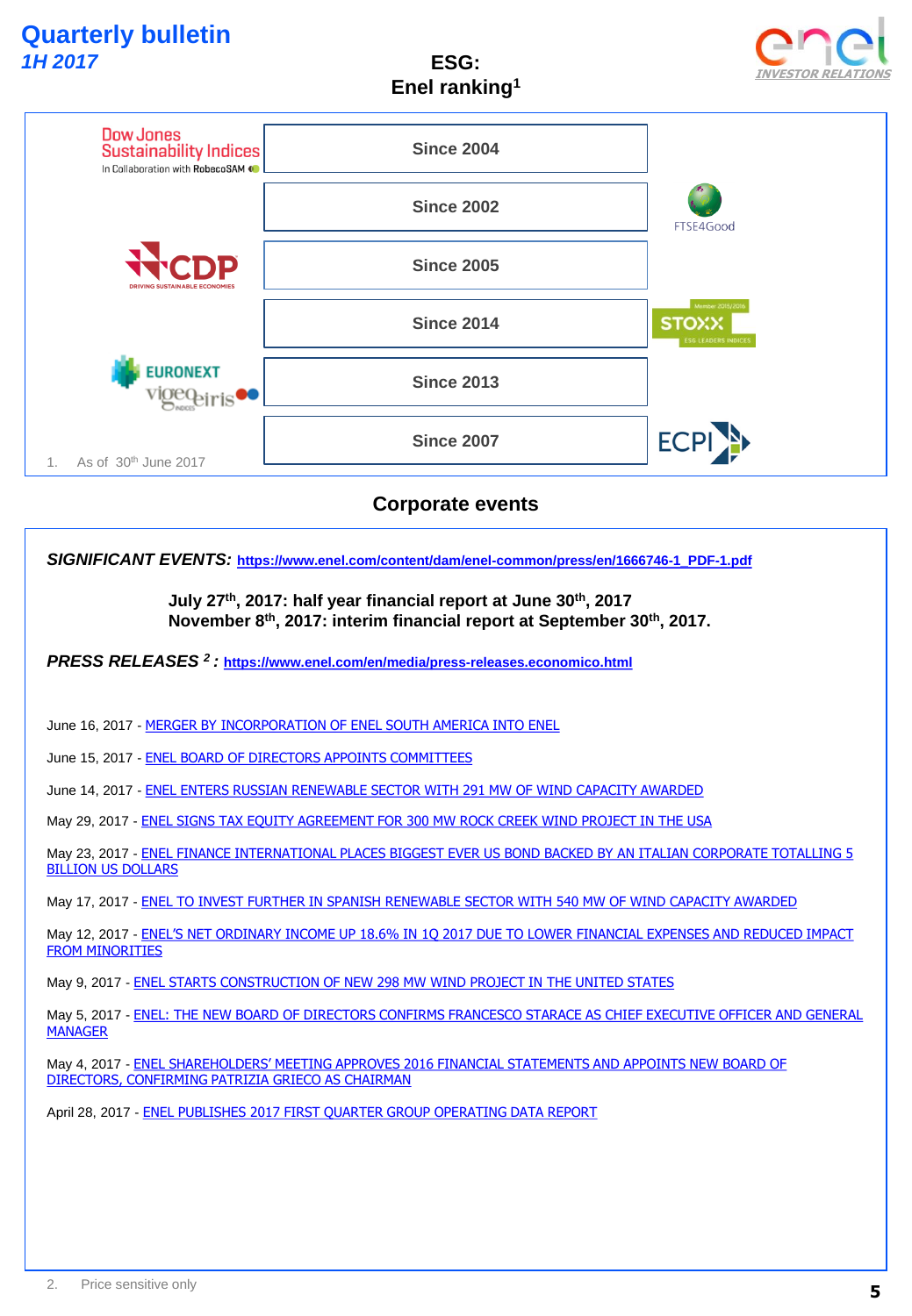# Quarterly bulletin
## *1H 2017*

## ESG: Enel ranking[1]

| Index | Since |
|---|---|
| Dow Jones Sustainability Indices (In Collaboration with RobecoSAM) | Since 2004 |
| FTSE4Good | Since 2002 |
| CDP (Driving Sustainable Economies) | Since 2005 |
| STOXX ESG Leaders Indices | Since 2014 |
| Euronext Vigeo Eiris Indices | Since 2013 |
| ECPI | Since 2007 |

1. As of 30th June 2017

## Corporate events

***SIGNIFICANT EVENTS:*** [https://www.enel.com/content/dam/enel-common/press/en/1666746-1_PDF-1.pdf](https://www.enel.com/content/dam/enel-common/press/en/1666746-1_PDF-1.pdf)

**July 27th, 2017: half year financial report at June 30th, 2017**
**November 8th, 2017: interim financial report at September 30th, 2017.**

***PRESS RELEASES [2] :*** [https://www.enel.com/en/media/press-releases.economico.html](https://www.enel.com/en/media/press-releases.economico.html)

June 16, 2017 - MERGER BY INCORPORATION OF ENEL SOUTH AMERICA INTO ENEL

June 15, 2017 - ENEL BOARD OF DIRECTORS APPOINTS COMMITTEES

June 14, 2017 - ENEL ENTERS RUSSIAN RENEWABLE SECTOR WITH 291 MW OF WIND CAPACITY AWARDED

May 29, 2017 - ENEL SIGNS TAX EQUITY AGREEMENT FOR 300 MW ROCK CREEK WIND PROJECT IN THE USA

May 23, 2017 - ENEL FINANCE INTERNATIONAL PLACES BIGGEST EVER US BOND BACKED BY AN ITALIAN CORPORATE TOTALLING 5 BILLION US DOLLARS

May 17, 2017 - ENEL TO INVEST FURTHER IN SPANISH RENEWABLE SECTOR WITH 540 MW OF WIND CAPACITY AWARDED

May 12, 2017 - ENEL'S NET ORDINARY INCOME UP 18.6% IN 1Q 2017 DUE TO LOWER FINANCIAL EXPENSES AND REDUCED IMPACT FROM MINORITIES

May 9, 2017 - ENEL STARTS CONSTRUCTION OF NEW 298 MW WIND PROJECT IN THE UNITED STATES

May 5, 2017 - ENEL: THE NEW BOARD OF DIRECTORS CONFIRMS FRANCESCO STARACE AS CHIEF EXECUTIVE OFFICER AND GENERAL MANAGER

May 4, 2017 - ENEL SHAREHOLDERS' MEETING APPROVES 2016 FINANCIAL STATEMENTS AND APPOINTS NEW BOARD OF DIRECTORS, CONFIRMING PATRIZIA GRIECO AS CHAIRMAN

April 28, 2017 - ENEL PUBLISHES 2017 FIRST QUARTER GROUP OPERATING DATA REPORT

2. Price sensitive only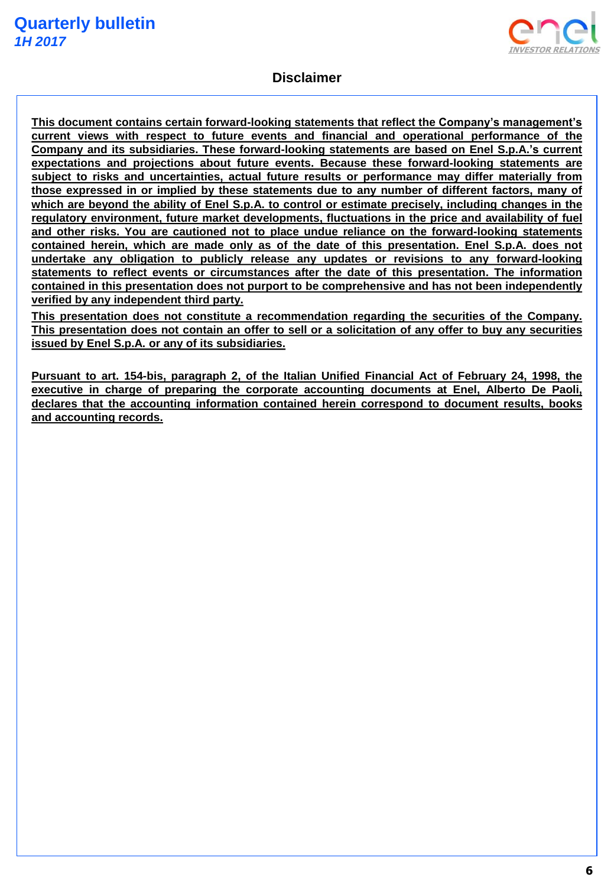## Disclaimer

**This document contains certain forward-looking statements that reflect the Company's management's current views with respect to future events and financial and operational performance of the Company and its subsidiaries. These forward-looking statements are based on Enel S.p.A.'s current expectations and projections about future events. Because these forward-looking statements are subject to risks and uncertainties, actual future results or performance may differ materially from those expressed in or implied by these statements due to any number of different factors, many of which are beyond the ability of Enel S.p.A. to control or estimate precisely, including changes in the regulatory environment, future market developments, fluctuations in the price and availability of fuel and other risks. You are cautioned not to place undue reliance on the forward-looking statements contained herein, which are made only as of the date of this presentation. Enel S.p.A. does not undertake any obligation to publicly release any updates or revisions to any forward-looking statements to reflect events or circumstances after the date of this presentation. The information contained in this presentation does not purport to be comprehensive and has not been independently verified by any independent third party.**

**This presentation does not constitute a recommendation regarding the securities of the Company. This presentation does not contain an offer to sell or a solicitation of any offer to buy any securities issued by Enel S.p.A. or any of its subsidiaries.**

**Pursuant to art. 154-bis, paragraph 2, of the Italian Unified Financial Act of February 24, 1998, the executive in charge of preparing the corporate accounting documents at Enel, Alberto De Paoli, declares that the accounting information contained herein correspond to document results, books and accounting records.**